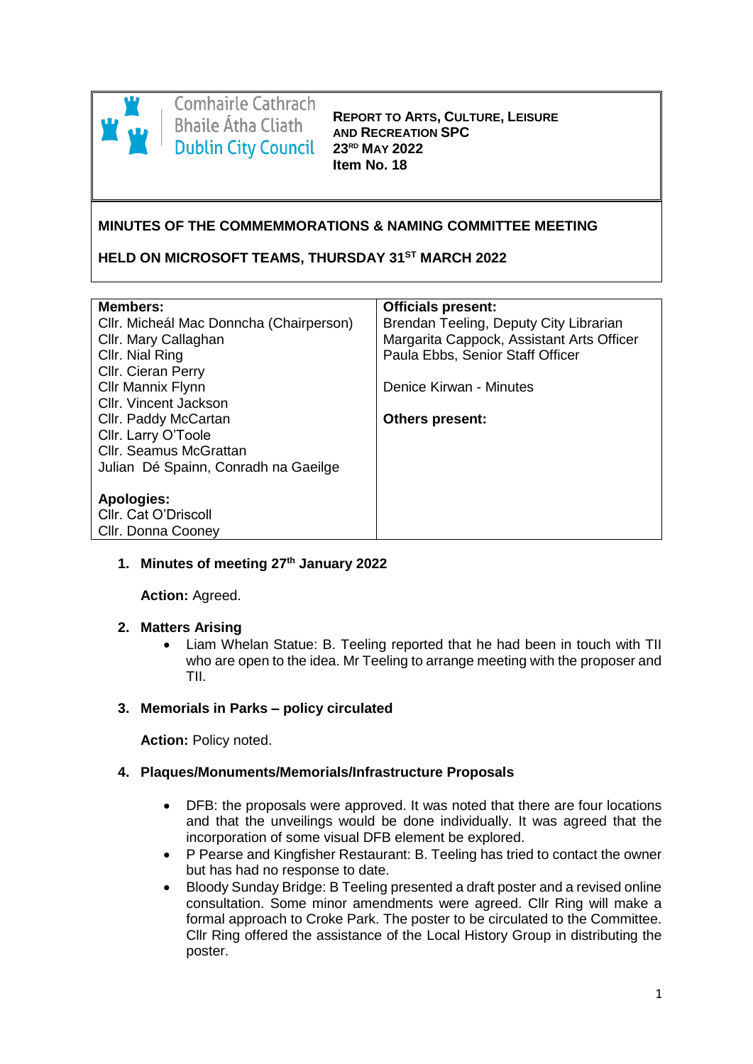Comhairle Cathrach Bhaile Átha Cliath
Dublin City Council

**REPORT TO ARTS, CULTURE, LEISURE AND RECREATION SPC**
**23RD MAY 2022**
**Item No. 18**

**MINUTES OF THE COMMEMMORATIONS & NAMING COMMITTEE MEETING**

**HELD ON MICROSOFT TEAMS, THURSDAY 31ST MARCH 2022**

| **Members:** | **Officials present:** |
|---|---|
| Cllr. Micheál Mac Donncha (Chairperson) | Brendan Teeling, Deputy City Librarian |
| Cllr. Mary Callaghan | Margarita Cappock, Assistant Arts Officer |
| Cllr. Nial Ring | Paula Ebbs, Senior Staff Officer |
| Cllr. Cieran Perry | |
| Cllr Mannix Flynn | Denice Kirwan - Minutes |
| Cllr. Vincent Jackson | |
| Cllr. Paddy McCartan | **Others present:** |
| Cllr. Larry O'Toole | |
| Cllr. Seamus McGrattan | |
| Julian Dé Spainn, Conradh na Gaeilge | |
| | |
| **Apologies:** | |
| Cllr. Cat O'Driscoll | |
| Cllr. Donna Cooney | |

1. **Minutes of meeting 27th January 2022**

   **Action:** Agreed.

2. **Matters Arising**
   - Liam Whelan Statue: B. Teeling reported that he had been in touch with TII who are open to the idea. Mr Teeling to arrange meeting with the proposer and TII.

3. **Memorials in Parks – policy circulated**

   **Action:** Policy noted.

4. **Plaques/Monuments/Memorials/Infrastructure Proposals**
   - DFB: the proposals were approved. It was noted that there are four locations and that the unveilings would be done individually. It was agreed that the incorporation of some visual DFB element be explored.
   - P Pearse and Kingfisher Restaurant: B. Teeling has tried to contact the owner but has had no response to date.
   - Bloody Sunday Bridge: B Teeling presented a draft poster and a revised online consultation. Some minor amendments were agreed. Cllr Ring will make a formal approach to Croke Park. The poster to be circulated to the Committee. Cllr Ring offered the assistance of the Local History Group in distributing the poster.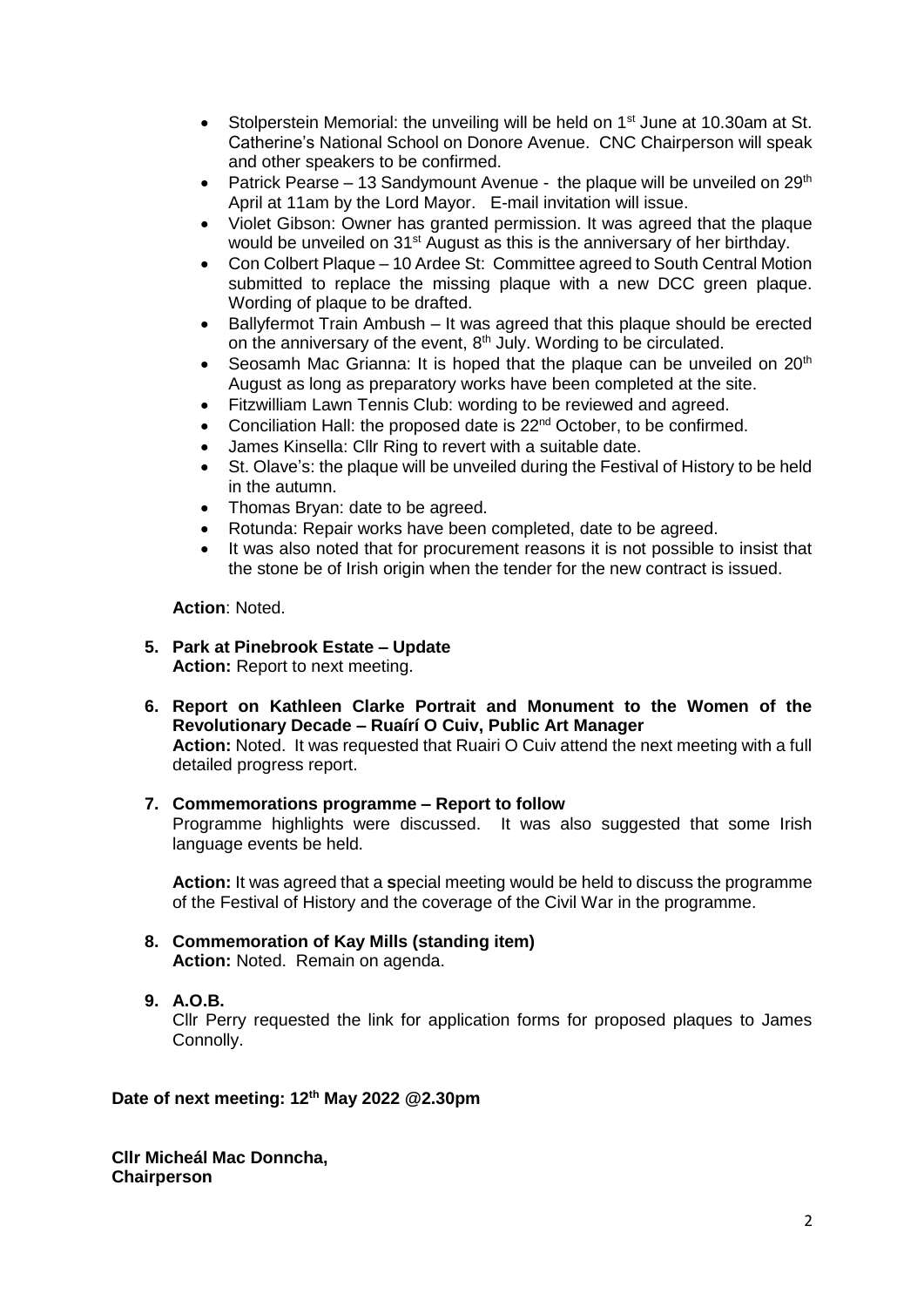- Stolperstein Memorial: the unveiling will be held on 1st June at 10.30am at St. Catherine's National School on Donore Avenue. CNC Chairperson will speak and other speakers to be confirmed.
- Patrick Pearse – 13 Sandymount Avenue - the plaque will be unveiled on 29th April at 11am by the Lord Mayor. E-mail invitation will issue.
- Violet Gibson: Owner has granted permission. It was agreed that the plaque would be unveiled on 31st August as this is the anniversary of her birthday.
- Con Colbert Plaque – 10 Ardee St: Committee agreed to South Central Motion submitted to replace the missing plaque with a new DCC green plaque. Wording of plaque to be drafted.
- Ballyfermot Train Ambush – It was agreed that this plaque should be erected on the anniversary of the event, 8th July. Wording to be circulated.
- Seosamh Mac Grianna: It is hoped that the plaque can be unveiled on 20th August as long as preparatory works have been completed at the site.
- Fitzwilliam Lawn Tennis Club: wording to be reviewed and agreed.
- Conciliation Hall: the proposed date is 22nd October, to be confirmed.
- James Kinsella: Cllr Ring to revert with a suitable date.
- St. Olave's: the plaque will be unveiled during the Festival of History to be held in the autumn.
- Thomas Bryan: date to be agreed.
- Rotunda: Repair works have been completed, date to be agreed.
- It was also noted that for procurement reasons it is not possible to insist that the stone be of Irish origin when the tender for the new contract is issued.

**Action**: Noted.

5. **Park at Pinebrook Estate – Update**
   **Action:** Report to next meeting.

6. **Report on Kathleen Clarke Portrait and Monument to the Women of the Revolutionary Decade – Ruaírí O Cuiv, Public Art Manager**
   **Action:** Noted. It was requested that Ruairi O Cuiv attend the next meeting with a full detailed progress report.

7. **Commemorations programme – Report to follow**
   Programme highlights were discussed. It was also suggested that some Irish language events be held.

   **Action:** It was agreed that a **s**pecial meeting would be held to discuss the programme of the Festival of History and the coverage of the Civil War in the programme.

8. **Commemoration of Kay Mills (standing item)**
   **Action:** Noted. Remain on agenda.

9. **A.O.B.**
   Cllr Perry requested the link for application forms for proposed plaques to James Connolly.

**Date of next meeting: 12th May 2022 @2.30pm**

**Cllr Micheál Mac Donncha,**
**Chairperson**